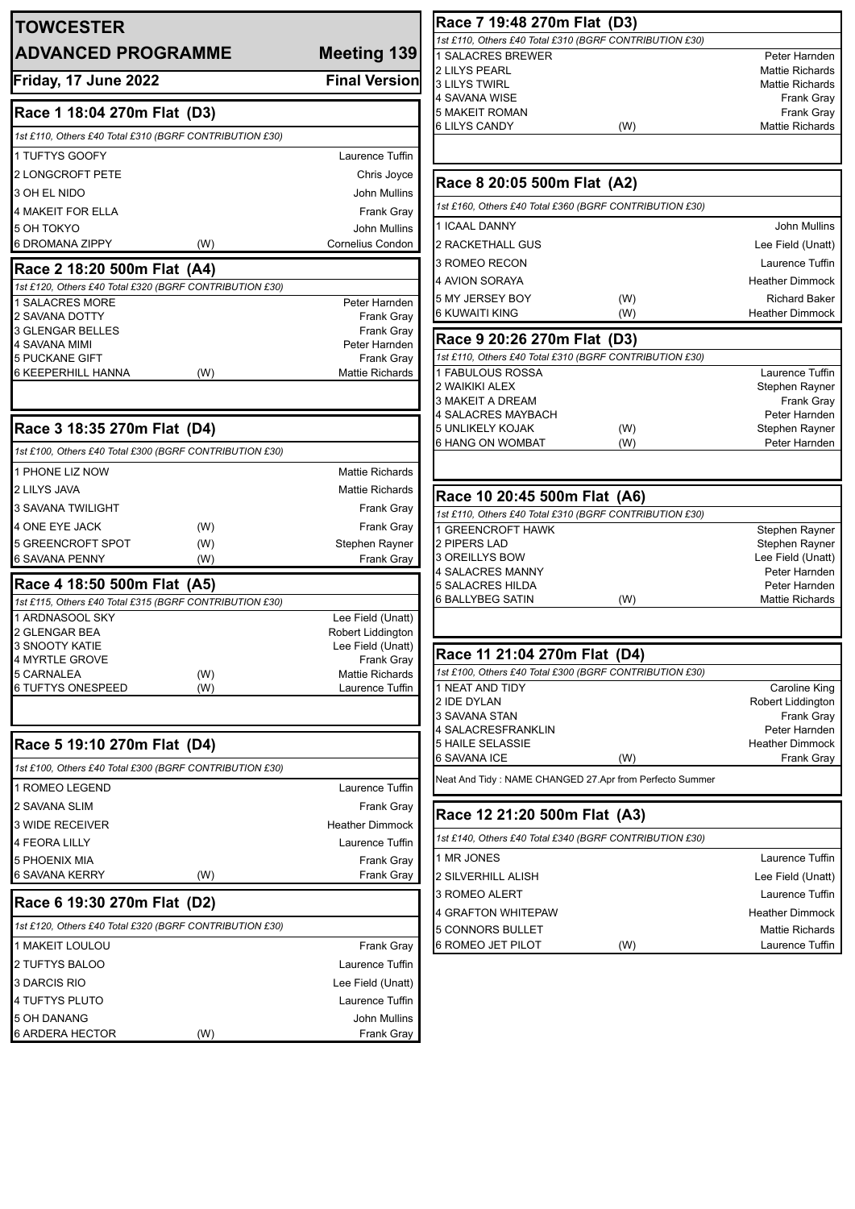# TOWCESTER

## ADVANCED PROGRAMME — Meeting 139

**Friday, 17 June 2022** — **Final Version**

### Race 1 18:04 270m Flat (D3)

*1st £110, Others £40 Total £310 (BGRF CONTRIBUTION £30)*

| Trap | Greyhound | | Trainer |
|---|---|---|---|
| 1 | TUFTYS GOOFY | | Laurence Tuffin |
| 2 | LONGCROFT PETE | | Chris Joyce |
| 3 | OH EL NIDO | | John Mullins |
| 4 | MAKEIT FOR ELLA | | Frank Gray |
| 5 | OH TOKYO | | John Mullins |
| 6 | DROMANA ZIPPY | (W) | Cornelius Condon |

### Race 2 18:20 500m Flat (A4)

*1st £120, Others £40 Total £320 (BGRF CONTRIBUTION £30)*

| Trap | Greyhound | | Trainer |
|---|---|---|---|
| 1 | SALACRES MORE | | Peter Harnden |
| 2 | SAVANA DOTTY | | Frank Gray |
| 3 | GLENGAR BELLES | | Frank Gray |
| 4 | SAVANA MIMI | | Peter Harnden |
| 5 | PUCKANE GIFT | | Frank Gray |
| 6 | KEEPERHILL HANNA | (W) | Mattie Richards |

### Race 3 18:35 270m Flat (D4)

*1st £100, Others £40 Total £300 (BGRF CONTRIBUTION £30)*

| Trap | Greyhound | | Trainer |
|---|---|---|---|
| 1 | PHONE LIZ NOW | | Mattie Richards |
| 2 | LILYS JAVA | | Mattie Richards |
| 3 | SAVANA TWILIGHT | | Frank Gray |
| 4 | ONE EYE JACK | (W) | Frank Gray |
| 5 | GREENCROFT SPOT | (W) | Stephen Rayner |
| 6 | SAVANA PENNY | (W) | Frank Gray |

### Race 4 18:50 500m Flat (A5)

*1st £115, Others £40 Total £315 (BGRF CONTRIBUTION £30)*

| Trap | Greyhound | | Trainer |
|---|---|---|---|
| 1 | ARDNASOOL SKY | | Lee Field (Unatt) |
| 2 | GLENGAR BEA | | Robert Liddington |
| 3 | SNOOTY KATIE | | Lee Field (Unatt) |
| 4 | MYRTLE GROVE | | Frank Gray |
| 5 | CARNALEA | (W) | Mattie Richards |
| 6 | TUFTYS ONESPEED | (W) | Laurence Tuffin |

### Race 5 19:10 270m Flat (D4)

*1st £100, Others £40 Total £300 (BGRF CONTRIBUTION £30)*

| Trap | Greyhound | | Trainer |
|---|---|---|---|
| 1 | ROMEO LEGEND | | Laurence Tuffin |
| 2 | SAVANA SLIM | | Frank Gray |
| 3 | WIDE RECEIVER | | Heather Dimmock |
| 4 | FEORA LILLY | | Laurence Tuffin |
| 5 | PHOENIX MIA | | Frank Gray |
| 6 | SAVANA KERRY | (W) | Frank Gray |

### Race 6 19:30 270m Flat (D2)

*1st £120, Others £40 Total £320 (BGRF CONTRIBUTION £30)*

| Trap | Greyhound | | Trainer |
|---|---|---|---|
| 1 | MAKEIT LOULOU | | Frank Gray |
| 2 | TUFTYS BALOO | | Laurence Tuffin |
| 3 | DARCIS RIO | | Lee Field (Unatt) |
| 4 | TUFTYS PLUTO | | Laurence Tuffin |
| 5 | OH DANANG | | John Mullins |
| 6 | ARDERA HECTOR | (W) | Frank Gray |

### Race 7 19:48 270m Flat (D3)

*1st £110, Others £40 Total £310 (BGRF CONTRIBUTION £30)*

| Trap | Greyhound | | Trainer |
|---|---|---|---|
| 1 | SALACRES BREWER | | Peter Harnden |
| 2 | LILYS PEARL | | Mattie Richards |
| 3 | LILYS TWIRL | | Mattie Richards |
| 4 | SAVANA WISE | | Frank Gray |
| 5 | MAKEIT ROMAN | | Frank Gray |
| 6 | LILYS CANDY | (W) | Mattie Richards |

### Race 8 20:05 500m Flat (A2)

*1st £160, Others £40 Total £360 (BGRF CONTRIBUTION £30)*

| Trap | Greyhound | | Trainer |
|---|---|---|---|
| 1 | ICAAL DANNY | | John Mullins |
| 2 | RACKETHALL GUS | | Lee Field (Unatt) |
| 3 | ROMEO RECON | | Laurence Tuffin |
| 4 | AVION SORAYA | | Heather Dimmock |
| 5 | MY JERSEY BOY | (W) | Richard Baker |
| 6 | KUWAITI KING | (W) | Heather Dimmock |

### Race 9 20:26 270m Flat (D3)

*1st £110, Others £40 Total £310 (BGRF CONTRIBUTION £30)*

| Trap | Greyhound | | Trainer |
|---|---|---|---|
| 1 | FABULOUS ROSSA | | Laurence Tuffin |
| 2 | WAIKIKI ALEX | | Stephen Rayner |
| 3 | MAKEIT A DREAM | | Frank Gray |
| 4 | SALACRES MAYBACH | | Peter Harnden |
| 5 | UNLIKELY KOJAK | (W) | Stephen Rayner |
| 6 | HANG ON WOMBAT | (W) | Peter Harnden |

### Race 10 20:45 500m Flat (A6)

*1st £110, Others £40 Total £310 (BGRF CONTRIBUTION £30)*

| Trap | Greyhound | | Trainer |
|---|---|---|---|
| 1 | GREENCROFT HAWK | | Stephen Rayner |
| 2 | PIPERS LAD | | Stephen Rayner |
| 3 | OREILLYS BOW | | Lee Field (Unatt) |
| 4 | SALACRES MANNY | | Peter Harnden |
| 5 | SALACRES HILDA | | Peter Harnden |
| 6 | BALLYBEG SATIN | (W) | Mattie Richards |

### Race 11 21:04 270m Flat (D4)

*1st £100, Others £40 Total £300 (BGRF CONTRIBUTION £30)*

| Trap | Greyhound | | Trainer |
|---|---|---|---|
| 1 | NEAT AND TIDY | | Caroline King |
| 2 | IDE DYLAN | | Robert Liddington |
| 3 | SAVANA STAN | | Frank Gray |
| 4 | SALACRESFRANKLIN | | Peter Harnden |
| 5 | HAILE SELASSIE | | Heather Dimmock |
| 6 | SAVANA ICE | (W) | Frank Gray |

Neat And Tidy : NAME CHANGED 27.Apr from Perfecto Summer

### Race 12 21:20 500m Flat (A3)

*1st £140, Others £40 Total £340 (BGRF CONTRIBUTION £30)*

| Trap | Greyhound | | Trainer |
|---|---|---|---|
| 1 | MR JONES | | Laurence Tuffin |
| 2 | SILVERHILL ALISH | | Lee Field (Unatt) |
| 3 | ROMEO ALERT | | Laurence Tuffin |
| 4 | GRAFTON WHITEPAW | | Heather Dimmock |
| 5 | CONNORS BULLET | | Mattie Richards |
| 6 | ROMEO JET PILOT | (W) | Laurence Tuffin |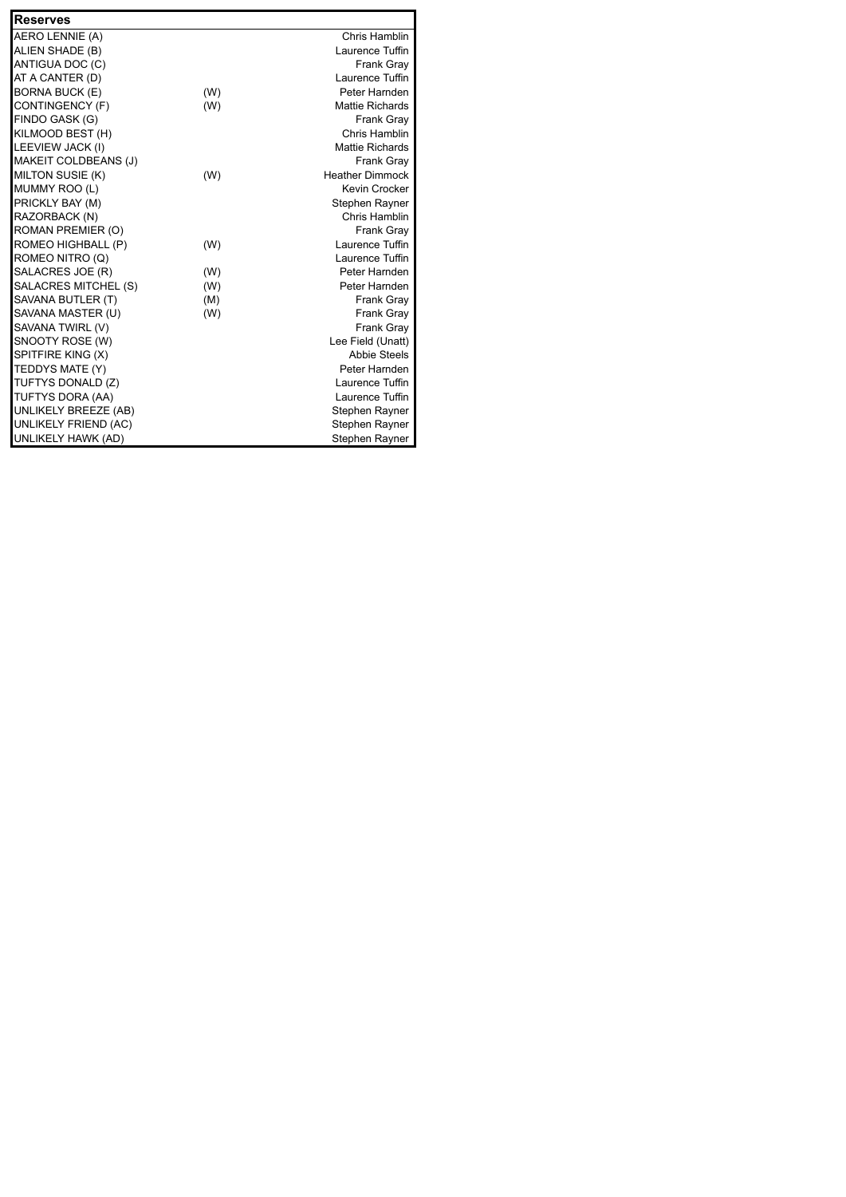| Reserves | | |
|---|---|---|
| AERO LENNIE (A) | | Chris Hamblin |
| ALIEN SHADE (B) | | Laurence Tuffin |
| ANTIGUA DOC (C) | | Frank Gray |
| AT A CANTER (D) | | Laurence Tuffin |
| BORNA BUCK (E) | (W) | Peter Harnden |
| CONTINGENCY (F) | (W) | Mattie Richards |
| FINDO GASK (G) | | Frank Gray |
| KILMOOD BEST (H) | | Chris Hamblin |
| LEEVIEW JACK (I) | | Mattie Richards |
| MAKEIT COLDBEANS (J) | | Frank Gray |
| MILTON SUSIE (K) | (W) | Heather Dimmock |
| MUMMY ROO (L) | | Kevin Crocker |
| PRICKLY BAY (M) | | Stephen Rayner |
| RAZORBACK (N) | | Chris Hamblin |
| ROMAN PREMIER (O) | | Frank Gray |
| ROMEO HIGHBALL (P) | (W) | Laurence Tuffin |
| ROMEO NITRO (Q) | | Laurence Tuffin |
| SALACRES JOE (R) | (W) | Peter Harnden |
| SALACRES MITCHEL (S) | (W) | Peter Harnden |
| SAVANA BUTLER (T) | (M) | Frank Gray |
| SAVANA MASTER (U) | (W) | Frank Gray |
| SAVANA TWIRL (V) | | Frank Gray |
| SNOOTY ROSE (W) | | Lee Field (Unatt) |
| SPITFIRE KING (X) | | Abbie Steels |
| TEDDYS MATE (Y) | | Peter Harnden |
| TUFTYS DONALD (Z) | | Laurence Tuffin |
| TUFTYS DORA (AA) | | Laurence Tuffin |
| UNLIKELY BREEZE (AB) | | Stephen Rayner |
| UNLIKELY FRIEND (AC) | | Stephen Rayner |
| UNLIKELY HAWK (AD) | | Stephen Rayner |